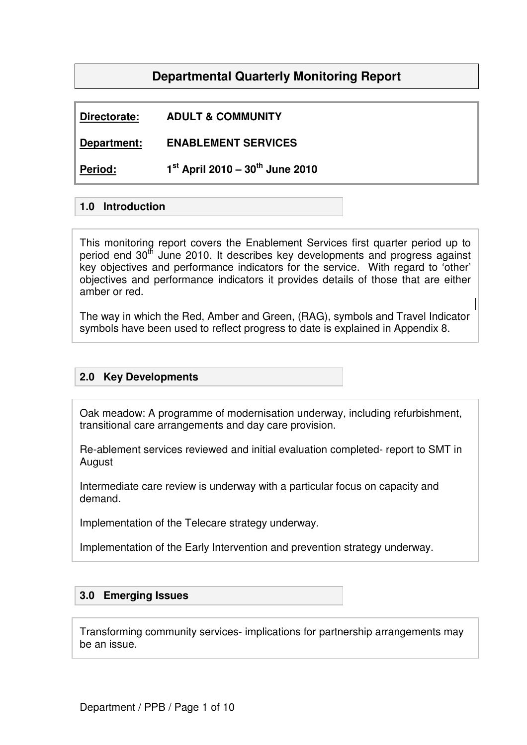# Departmental Quarterly Monitoring Report

**Directorate:** ADULT & COMMUNITY

**Department:** ENABLEMENT SERVICES

**Period:** 1st April 2010 – 30th June 2010

## 1.0 Introduction

This monitoring report covers the Enablement Services first quarter period up to period end 30th June 2010. It describes key developments and progress against key objectives and performance indicators for the service. With regard to 'other' objectives and performance indicators it provides details of those that are either amber or red.

The way in which the Red, Amber and Green, (RAG), symbols and Travel Indicator symbols have been used to reflect progress to date is explained in Appendix 8.

## 2.0 Key Developments

Oak meadow: A programme of modernisation underway, including refurbishment, transitional care arrangements and day care provision.

Re-ablement services reviewed and initial evaluation completed- report to SMT in August

Intermediate care review is underway with a particular focus on capacity and demand.

Implementation of the Telecare strategy underway.

Implementation of the Early Intervention and prevention strategy underway.

## 3.0 Emerging Issues

Transforming community services- implications for partnership arrangements may be an issue.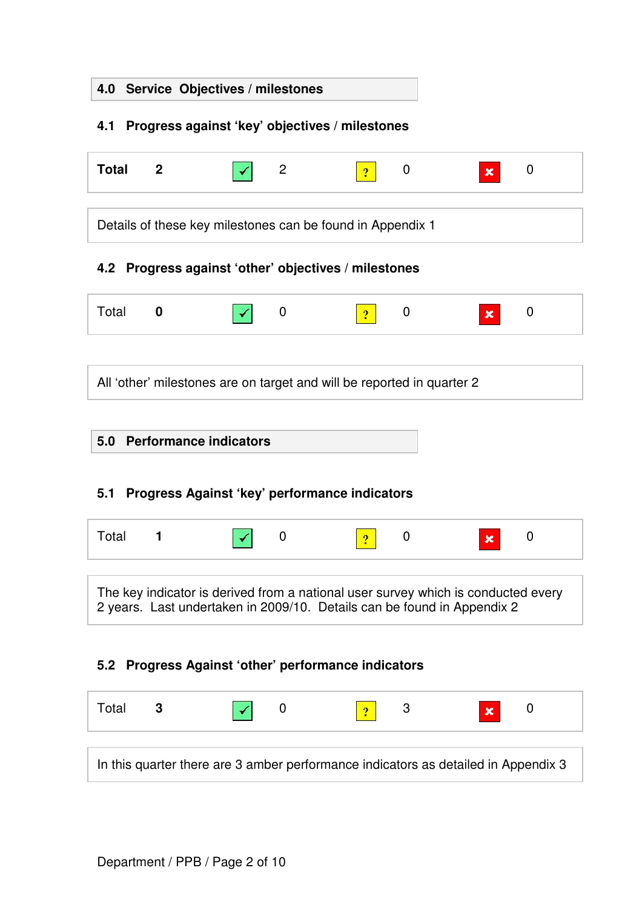## 4.0 Service Objectives / milestones

### 4.1 Progress against 'key' objectives / milestones

| Total | 2 | ✓ | 2 | ? | 0 | ✗ | 0 |
|---|---|---|---|---|---|---|---|

Details of these key milestones can be found in Appendix 1

### 4.2 Progress against 'other' objectives / milestones

| Total | 0 | ✓ | 0 | ? | 0 | ✗ | 0 |
|---|---|---|---|---|---|---|---|

All 'other' milestones are on target and will be reported in quarter 2

## 5.0 Performance indicators

### 5.1 Progress Against 'key' performance indicators

| Total | 1 | ✓ | 0 | ? | 0 | ✗ | 0 |
|---|---|---|---|---|---|---|---|

The key indicator is derived from a national user survey which is conducted every 2 years. Last undertaken in 2009/10. Details can be found in Appendix 2

### 5.2 Progress Against 'other' performance indicators

| Total | 3 | ✓ | 0 | ? | 3 | ✗ | 0 |
|---|---|---|---|---|---|---|---|

In this quarter there are 3 amber performance indicators as detailed in Appendix 3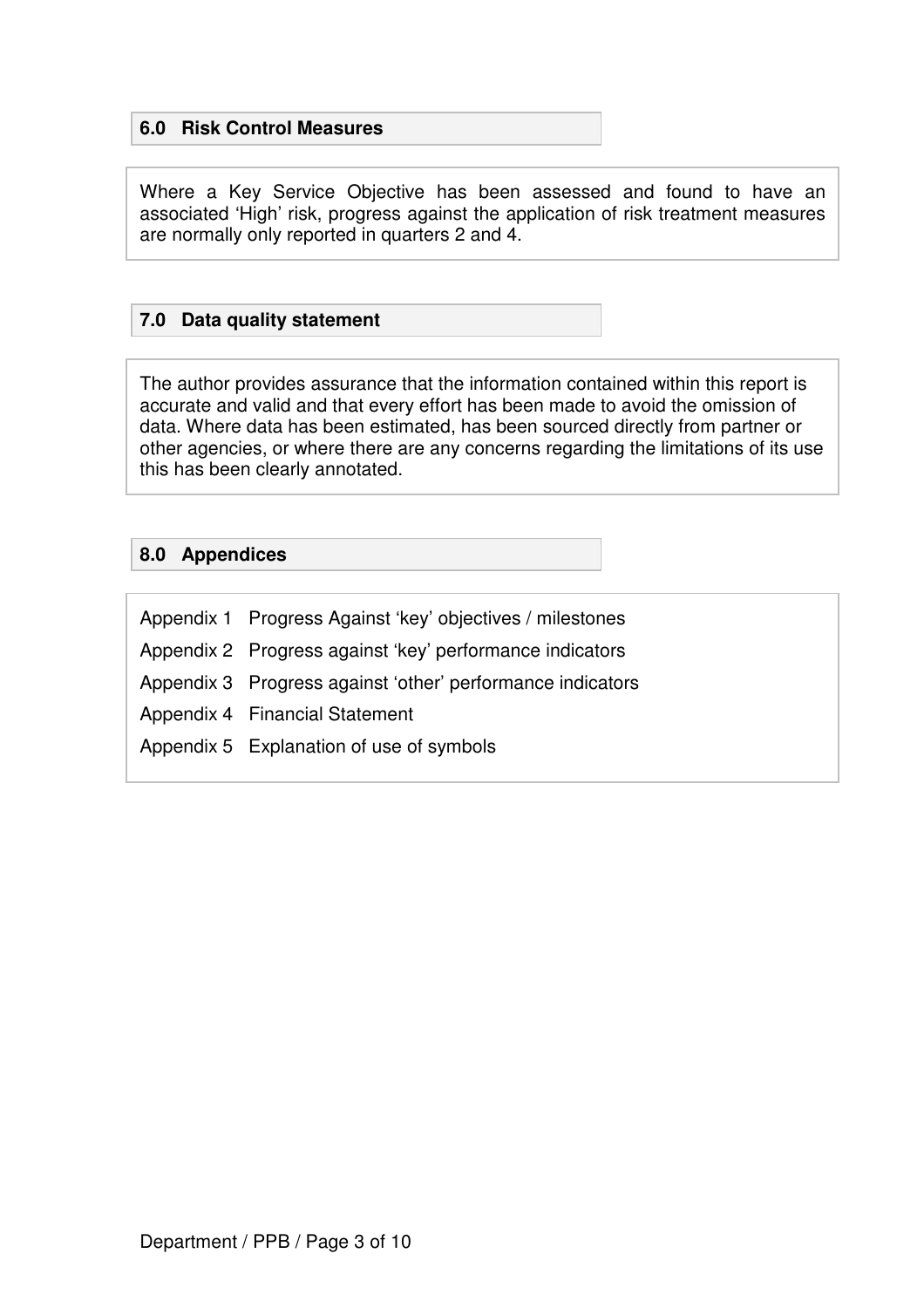## 6.0 Risk Control Measures

Where a Key Service Objective has been assessed and found to have an associated 'High' risk, progress against the application of risk treatment measures are normally only reported in quarters 2 and 4.

## 7.0 Data quality statement

The author provides assurance that the information contained within this report is accurate and valid and that every effort has been made to avoid the omission of data. Where data has been estimated, has been sourced directly from partner or other agencies, or where there are any concerns regarding the limitations of its use this has been clearly annotated.

## 8.0 Appendices

| | |
|---|---|
| Appendix 1 | Progress Against 'key' objectives / milestones |
| Appendix 2 | Progress against 'key' performance indicators |
| Appendix 3 | Progress against 'other' performance indicators |
| Appendix 4 | Financial Statement |
| Appendix 5 | Explanation of use of symbols |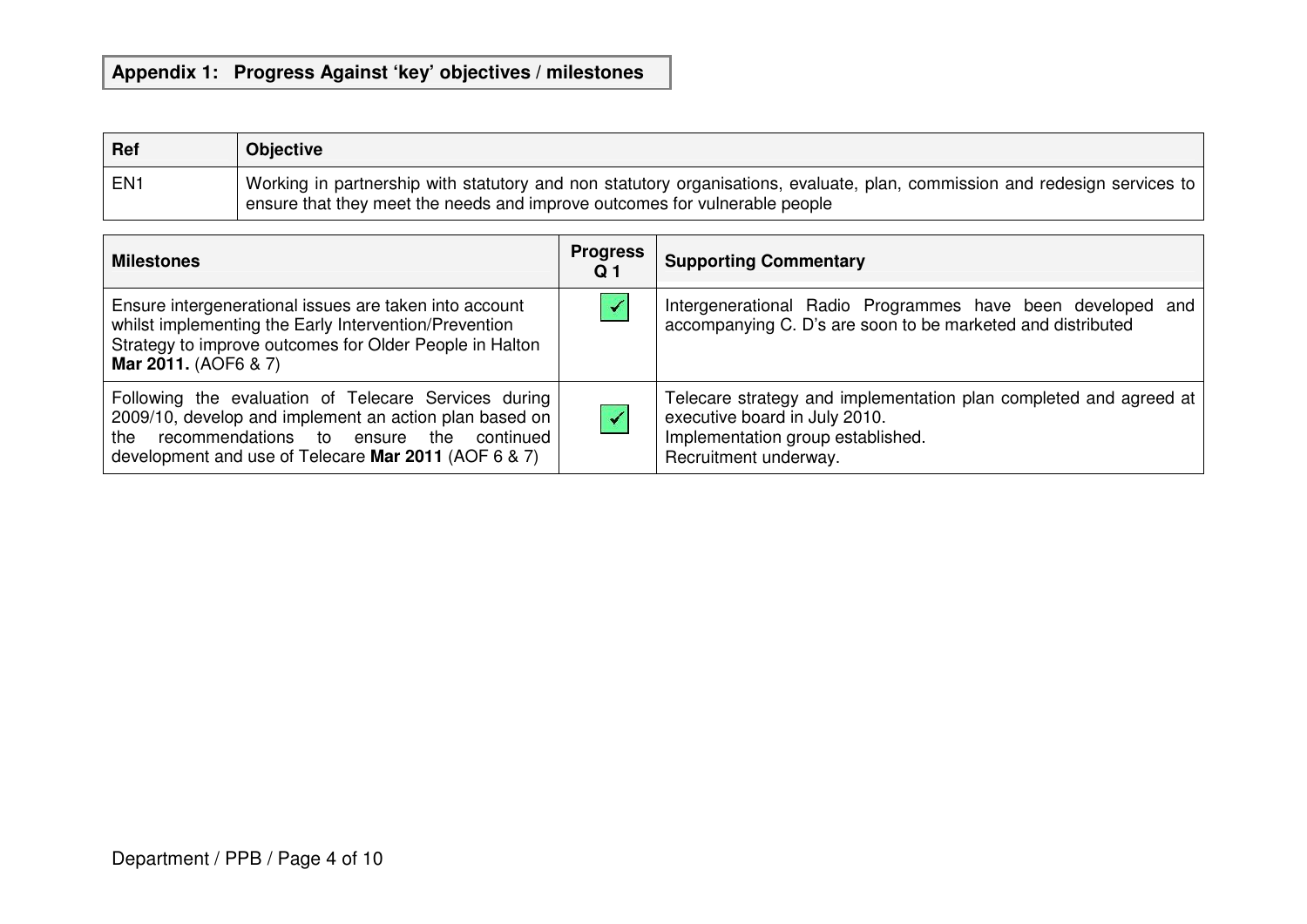## Appendix 1: Progress Against 'key' objectives / milestones

| Ref | Objective |
|---|---|
| EN1 | Working in partnership with statutory and non statutory organisations, evaluate, plan, commission and redesign services to ensure that they meet the needs and improve outcomes for vulnerable people |

| Milestones | Progress Q 1 | Supporting Commentary |
|---|---|---|
| Ensure intergenerational issues are taken into account whilst implementing the Early Intervention/Prevention Strategy to improve outcomes for Older People in Halton **Mar 2011.** (AOF6 & 7) | ✓ | Intergenerational Radio Programmes have been developed and accompanying C. D's are soon to be marketed and distributed |
| Following the evaluation of Telecare Services during 2009/10, develop and implement an action plan based on the recommendations to ensure the continued development and use of Telecare **Mar 2011** (AOF 6 & 7) | ✓ | Telecare strategy and implementation plan completed and agreed at executive board in July 2010.<br>Implementation group established.<br>Recruitment underway. |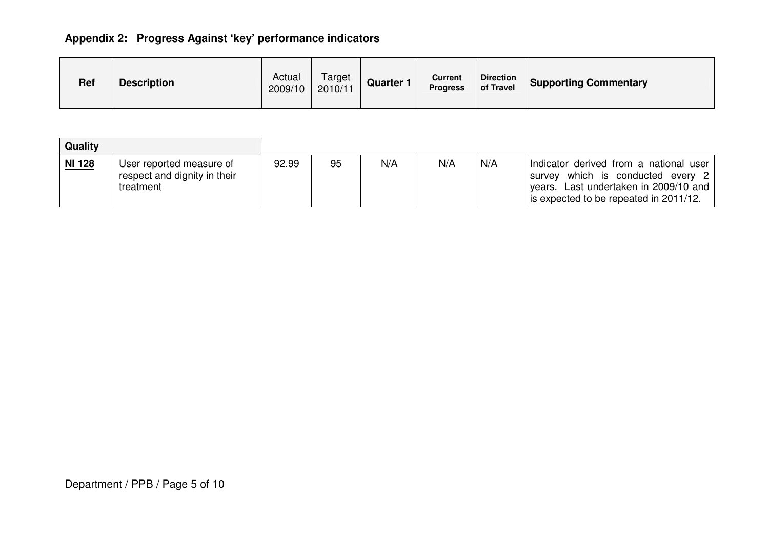## Appendix 2: Progress Against 'key' performance indicators

| Ref | Description | Actual 2009/10 | Target 2010/11 | Quarter 1 | Current Progress | Direction of Travel | Supporting Commentary |
|---|---|---|---|---|---|---|---|
| **Quality** | | | | | | | |
| **NI 128** | User reported measure of respect and dignity in their treatment | 92.99 | 95 | N/A | N/A | N/A | Indicator derived from a national user survey which is conducted every 2 years. Last undertaken in 2009/10 and is expected to be repeated in 2011/12. |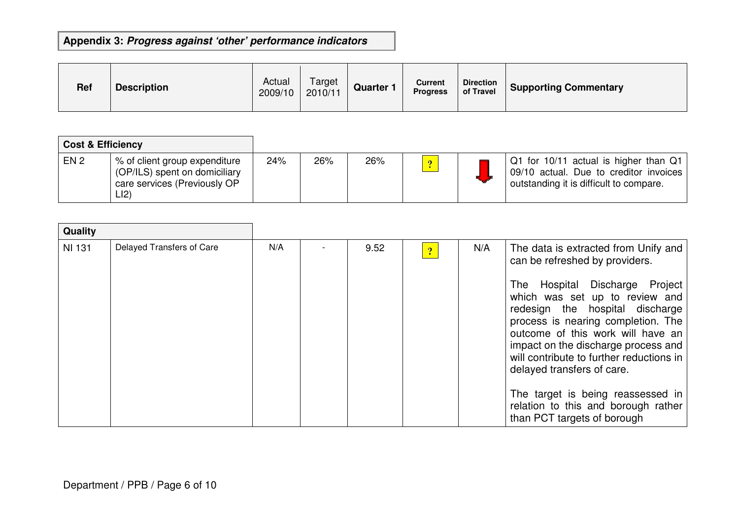## Appendix 3: *Progress against 'other' performance indicators*

| Ref | Description | Actual 2009/10 | Target 2010/11 | Quarter 1 | Current Progress | Direction of Travel | Supporting Commentary |
|---|---|---|---|---|---|---|---|
| **Cost & Efficiency** | | | | | | | |
| EN 2 | % of client group expenditure (OP/ILS) spent on domiciliary care services (Previously OP LI2) | 24% | 26% | 26% | ? | ⬇ | Q1 for 10/11 actual is higher than Q1 09/10 actual. Due to creditor invoices outstanding it is difficult to compare. |
| **Quality** | | | | | | | |
| NI 131 | Delayed Transfers of Care | N/A | - | 9.52 | ? | N/A | The data is extracted from Unify and can be refreshed by providers.<br><br>The Hospital Discharge Project which was set up to review and redesign the hospital discharge process is nearing completion. The outcome of this work will have an impact on the discharge process and will contribute to further reductions in delayed transfers of care.<br><br>The target is being reassessed in relation to this and borough rather than PCT targets of borough |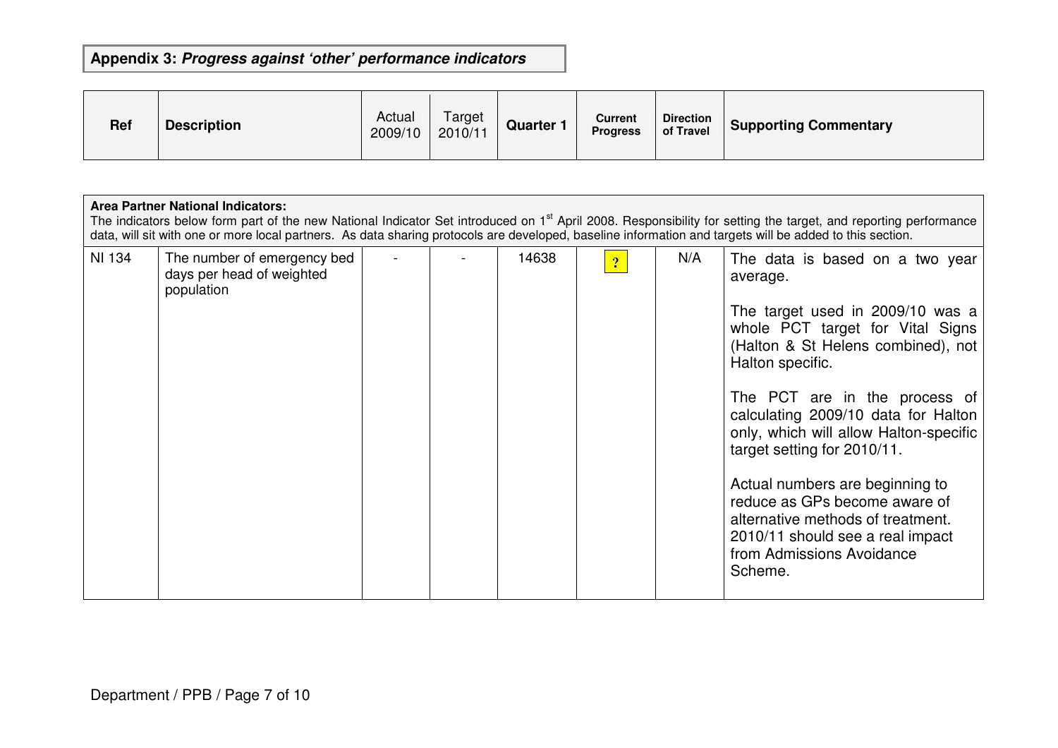**Appendix 3:** ***Progress against 'other' performance indicators***

| Ref | Description | Actual 2009/10 | Target 2010/11 | Quarter 1 | Current Progress | Direction of Travel | Supporting Commentary |
|---|---|---|---|---|---|---|---|
| **Area Partner National Indicators:** The indicators below form part of the new National Indicator Set introduced on 1st April 2008. Responsibility for setting the target, and reporting performance data, will sit with one or more local partners. As data sharing protocols are developed, baseline information and targets will be added to this section. | | | | | | | |
| NI 134 | The number of emergency bed days per head of weighted population | - | - | 14638 | ? | N/A | The data is based on a two year average.<br><br>The target used in 2009/10 was a whole PCT target for Vital Signs (Halton & St Helens combined), not Halton specific.<br><br>The PCT are in the process of calculating 2009/10 data for Halton only, which will allow Halton-specific target setting for 2010/11.<br><br>Actual numbers are beginning to reduce as GPs become aware of alternative methods of treatment. 2010/11 should see a real impact from Admissions Avoidance Scheme. |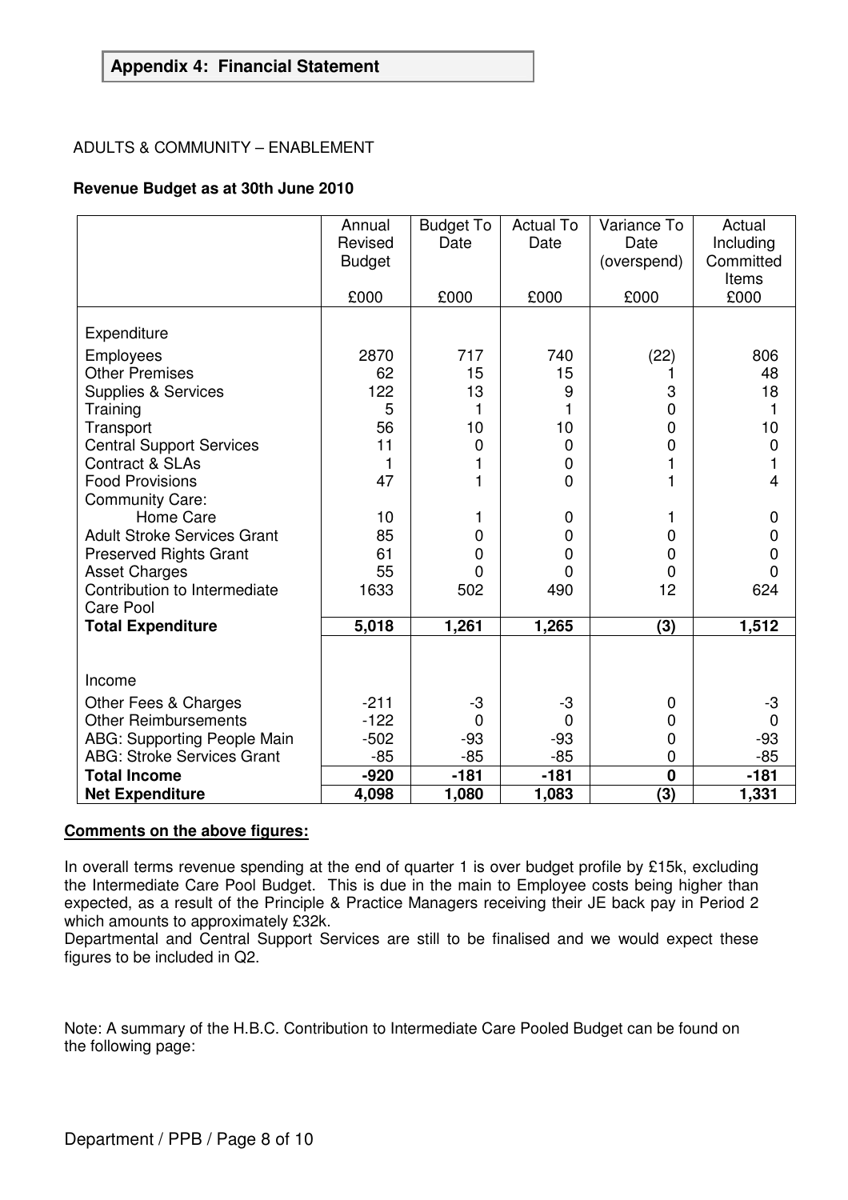## Appendix 4: Financial Statement

ADULTS & COMMUNITY – ENABLEMENT

**Revenue Budget as at 30th June 2010**

| | Annual Revised Budget £000 | Budget To Date £000 | Actual To Date £000 | Variance To Date (overspend) £000 | Actual Including Committed Items £000 |
|---|---|---|---|---|---|
| Expenditure | | | | | |
| Employees | 2870 | 717 | 740 | (22) | 806 |
| Other Premises | 62 | 15 | 15 | 1 | 48 |
| Supplies & Services | 122 | 13 | 9 | 3 | 18 |
| Training | 5 | 1 | 1 | 0 | 1 |
| Transport | 56 | 10 | 10 | 0 | 10 |
| Central Support Services | 11 | 0 | 0 | 0 | 0 |
| Contract & SLAs | 1 | 1 | 0 | 1 | 1 |
| Food Provisions | 47 | 1 | 0 | 1 | 4 |
| Community Care: | | | | | |
| Home Care | 10 | 1 | 0 | 1 | 0 |
| Adult Stroke Services Grant | 85 | 0 | 0 | 0 | 0 |
| Preserved Rights Grant | 61 | 0 | 0 | 0 | 0 |
| Asset Charges | 55 | 0 | 0 | 0 | 0 |
| Contribution to Intermediate Care Pool | 1633 | 502 | 490 | 12 | 624 |
| **Total Expenditure** | **5,018** | **1,261** | **1,265** | **(3)** | **1,512** |
| | | | | | |
| Income | | | | | |
| Other Fees & Charges | -211 | -3 | -3 | 0 | -3 |
| Other Reimbursements | -122 | 0 | 0 | 0 | 0 |
| ABG: Supporting People Main | -502 | -93 | -93 | 0 | -93 |
| ABG: Stroke Services Grant | -85 | -85 | -85 | 0 | -85 |
| **Total Income** | **-920** | **-181** | **-181** | **0** | **-181** |
| **Net Expenditure** | **4,098** | **1,080** | **1,083** | **(3)** | **1,331** |

**Comments on the above figures:**

In overall terms revenue spending at the end of quarter 1 is over budget profile by £15k, excluding the Intermediate Care Pool Budget. This is due in the main to Employee costs being higher than expected, as a result of the Principle & Practice Managers receiving their JE back pay in Period 2 which amounts to approximately £32k.

Departmental and Central Support Services are still to be finalised and we would expect these figures to be included in Q2.

Note: A summary of the H.B.C. Contribution to Intermediate Care Pooled Budget can be found on the following page: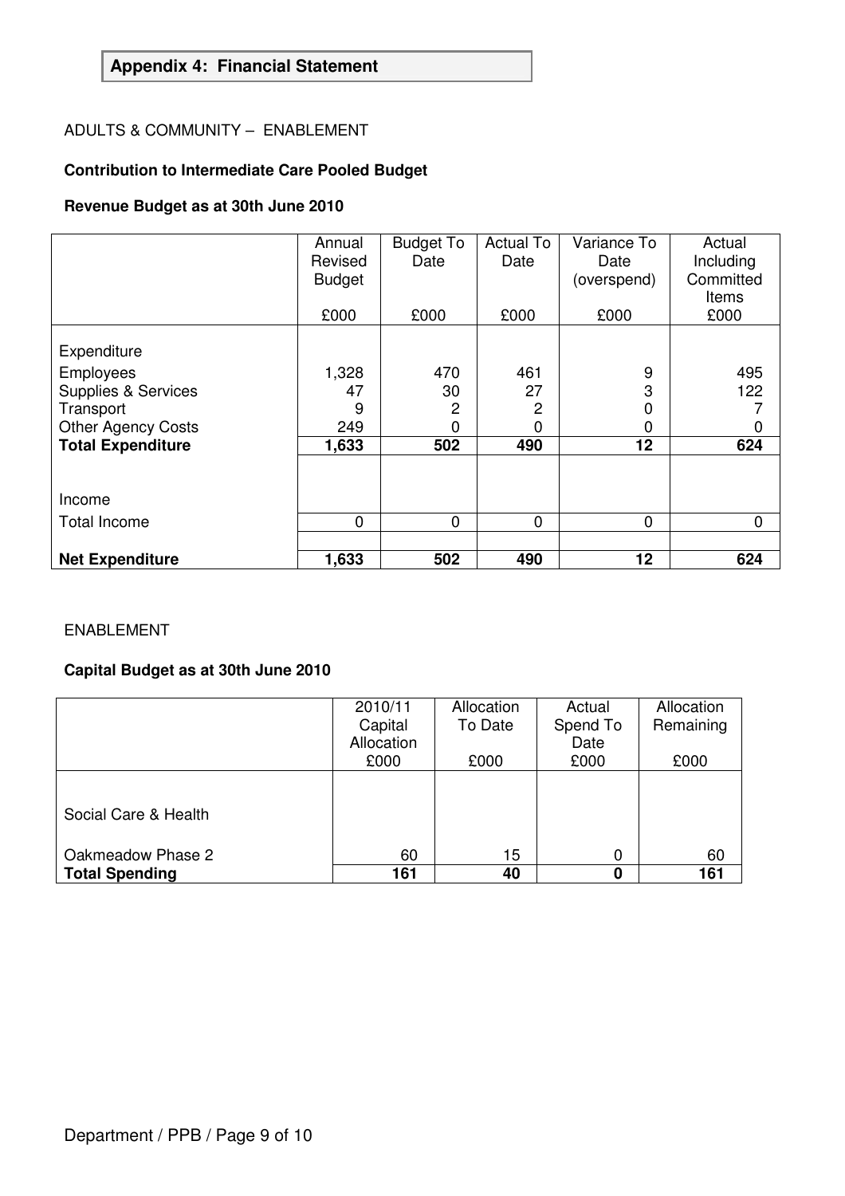## Appendix 4: Financial Statement

ADULTS & COMMUNITY – ENABLEMENT

**Contribution to Intermediate Care Pooled Budget**

**Revenue Budget as at 30th June 2010**

| | Annual Revised Budget £000 | Budget To Date £000 | Actual To Date £000 | Variance To Date (overspend) £000 | Actual Including Committed Items £000 |
|---|---|---|---|---|---|
| Expenditure | | | | | |
| Employees | 1,328 | 470 | 461 | 9 | 495 |
| Supplies & Services | 47 | 30 | 27 | 3 | 122 |
| Transport | 9 | 2 | 2 | 0 | 7 |
| Other Agency Costs | 249 | 0 | 0 | 0 | 0 |
| **Total Expenditure** | **1,633** | **502** | **490** | **12** | **624** |
| Income | | | | | |
| Total Income | 0 | 0 | 0 | 0 | 0 |
| **Net Expenditure** | **1,633** | **502** | **490** | **12** | **624** |

ENABLEMENT

**Capital Budget as at 30th June 2010**

| | 2010/11 Capital Allocation £000 | Allocation To Date £000 | Actual Spend To Date £000 | Allocation Remaining £000 |
|---|---|---|---|---|
| Social Care & Health | | | | |
| Oakmeadow Phase 2 | 60 | 15 | 0 | 60 |
| **Total Spending** | **161** | **40** | **0** | **161** |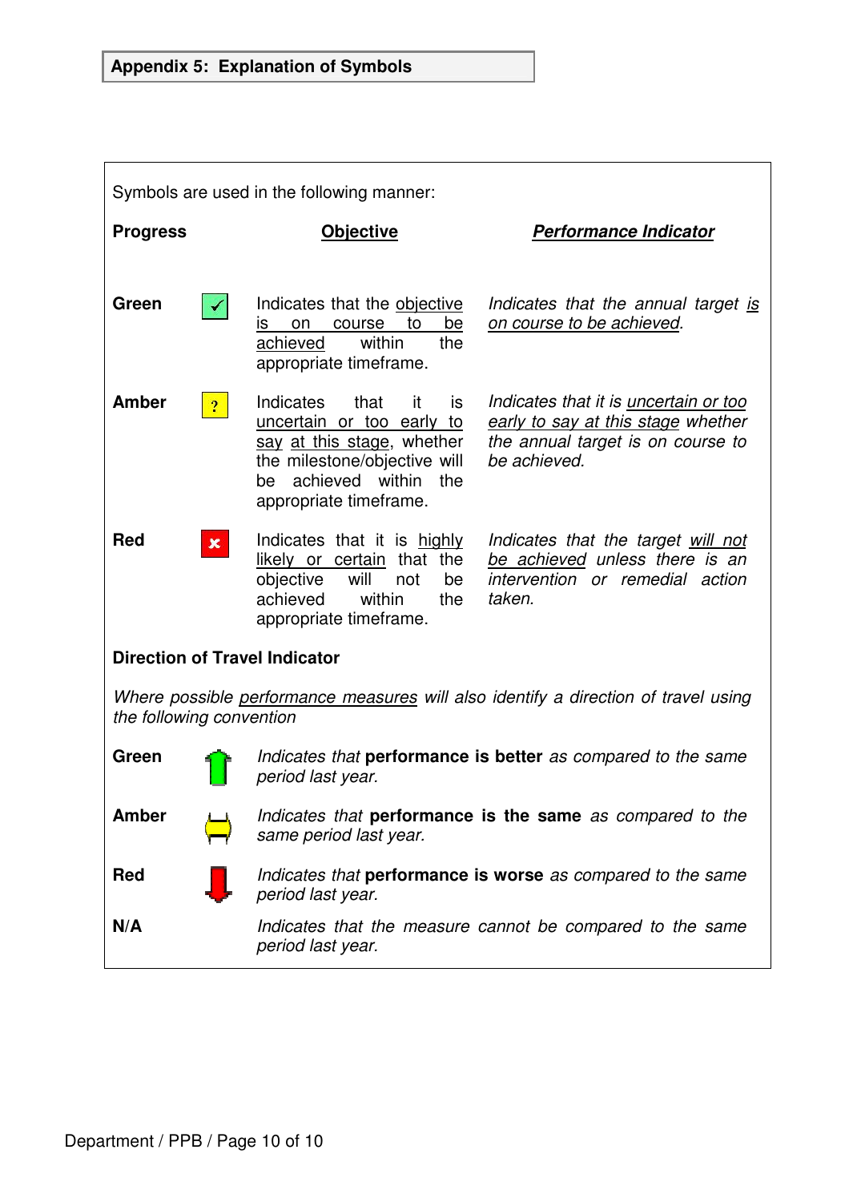## Appendix 5: Explanation of Symbols

Symbols are used in the following manner:

| Progress | | Objective | *Performance Indicator* |
|---|---|---|---|
| **Green** | ✓ | Indicates that the objective is on course to be achieved within the appropriate timeframe. | *Indicates that the annual target is on course to be achieved.* |
| **Amber** | ? | Indicates that it is uncertain or too early to say at this stage, whether the milestone/objective will be achieved within the appropriate timeframe. | *Indicates that it is uncertain or too early to say at this stage whether the annual target is on course to be achieved.* |
| **Red** | ✗ | Indicates that it is highly likely or certain that the objective will not be achieved within the appropriate timeframe. | *Indicates that the target will not be achieved unless there is an intervention or remedial action taken.* |

**Direction of Travel Indicator**

*Where possible performance measures will also identify a direction of travel using the following convention*

| | | |
|---|---|---|
| **Green** | ↑ | *Indicates that* **performance is better** *as compared to the same period last year.* |
| **Amber** | ↔ | *Indicates that* **performance is the same** *as compared to the same period last year.* |
| **Red** | ↓ | *Indicates that* **performance is worse** *as compared to the same period last year.* |
| **N/A** | | *Indicates that the measure cannot be compared to the same period last year.* |